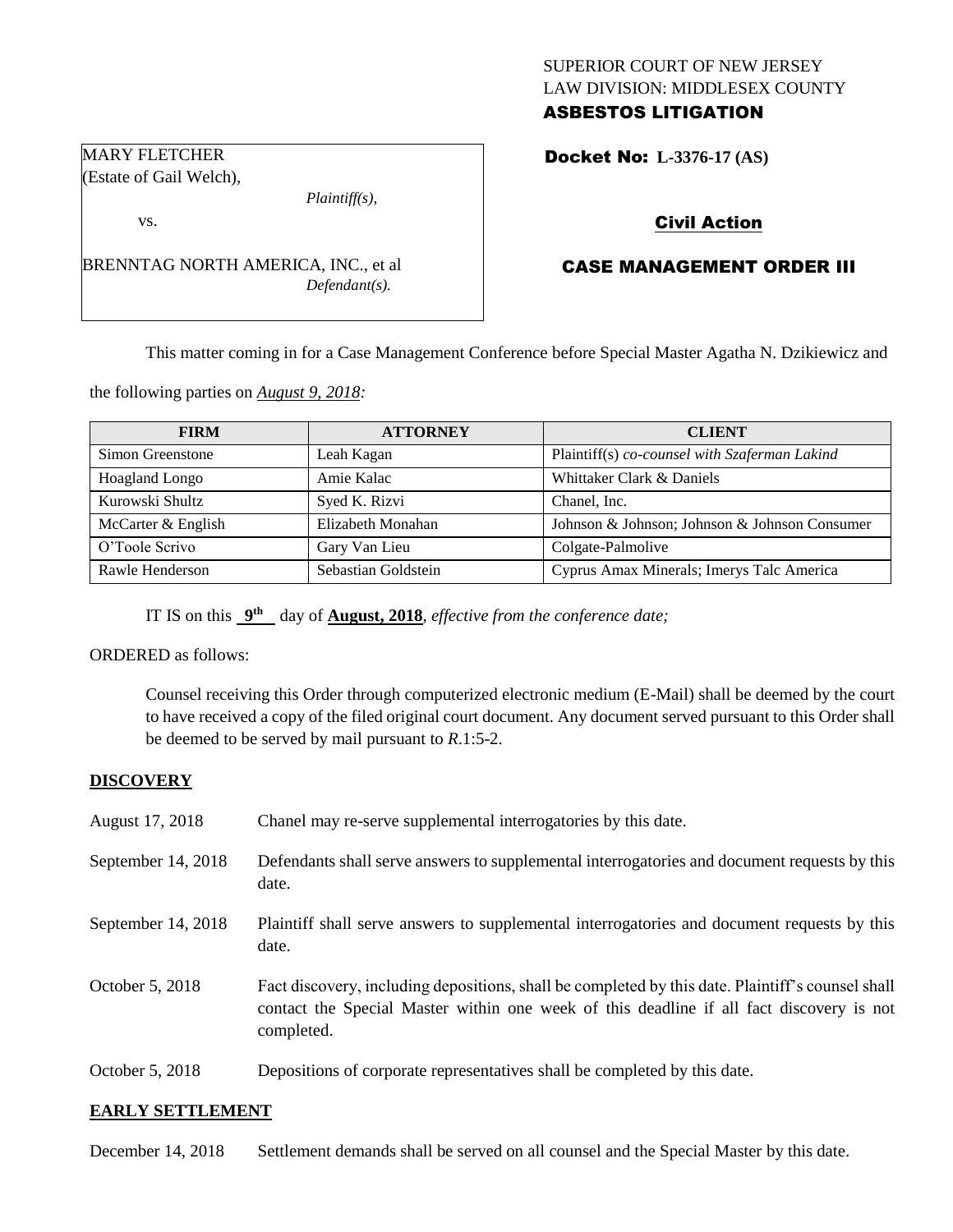SUPERIOR COURT OF NEW JERSEY
LAW DIVISION: MIDDLESEX COUNTY
**ASBESTOS LITIGATION**

MARY FLETCHER
(Estate of Gail Welch),
*Plaintiff(s),*

vs.

BRENNTAG NORTH AMERICA, INC., et al
*Defendant(s).*

**Docket No: L-3376-17 (AS)**

**Civil Action**

**CASE MANAGEMENT ORDER III**

This matter coming in for a Case Management Conference before Special Master Agatha N. Dzikiewicz and the following parties on *August 9, 2018:*

| FIRM | ATTORNEY | CLIENT |
|---|---|---|
| Simon Greenstone | Leah Kagan | Plaintiff(s) *co-counsel with Szaferman Lakind* |
| Hoagland Longo | Amie Kalac | Whittaker Clark & Daniels |
| Kurowski Shultz | Syed K. Rizvi | Chanel, Inc. |
| McCarter & English | Elizabeth Monahan | Johnson & Johnson; Johnson & Johnson Consumer |
| O'Toole Scrivo | Gary Van Lieu | Colgate-Palmolive |
| Rawle Henderson | Sebastian Goldstein | Cyprus Amax Minerals; Imerys Talc America |

IT IS on this **9th** day of **August, 2018**, *effective from the conference date;*

ORDERED as follows:

Counsel receiving this Order through computerized electronic medium (E-Mail) shall be deemed by the court to have received a copy of the filed original court document. Any document served pursuant to this Order shall be deemed to be served by mail pursuant to *R*.1:5-2.

**DISCOVERY**

August 17, 2018 — Chanel may re-serve supplemental interrogatories by this date.

September 14, 2018 — Defendants shall serve answers to supplemental interrogatories and document requests by this date.

September 14, 2018 — Plaintiff shall serve answers to supplemental interrogatories and document requests by this date.

October 5, 2018 — Fact discovery, including depositions, shall be completed by this date. Plaintiff's counsel shall contact the Special Master within one week of this deadline if all fact discovery is not completed.

October 5, 2018 — Depositions of corporate representatives shall be completed by this date.

**EARLY SETTLEMENT**

December 14, 2018 — Settlement demands shall be served on all counsel and the Special Master by this date.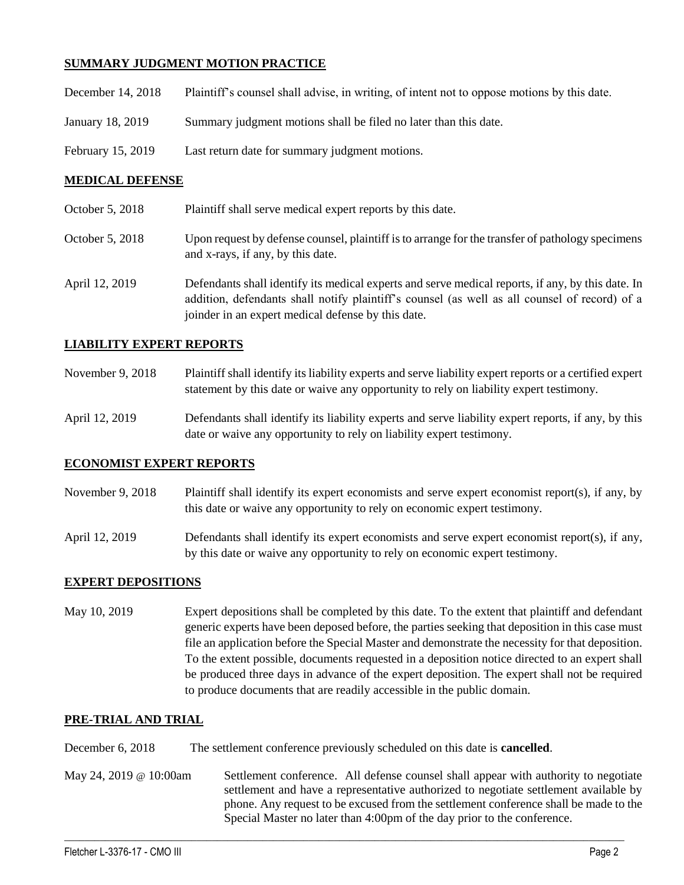## SUMMARY JUDGMENT MOTION PRACTICE

| | |
|---|---|
| December 14, 2018 | Plaintiff's counsel shall advise, in writing, of intent not to oppose motions by this date. |
| January 18, 2019 | Summary judgment motions shall be filed no later than this date. |
| February 15, 2019 | Last return date for summary judgment motions. |

## MEDICAL DEFENSE

| | |
|---|---|
| October 5, 2018 | Plaintiff shall serve medical expert reports by this date. |
| October 5, 2018 | Upon request by defense counsel, plaintiff is to arrange for the transfer of pathology specimens and x-rays, if any, by this date. |
| April 12, 2019 | Defendants shall identify its medical experts and serve medical reports, if any, by this date. In addition, defendants shall notify plaintiff's counsel (as well as all counsel of record) of a joinder in an expert medical defense by this date. |

## LIABILITY EXPERT REPORTS

| | |
|---|---|
| November 9, 2018 | Plaintiff shall identify its liability experts and serve liability expert reports or a certified expert statement by this date or waive any opportunity to rely on liability expert testimony. |
| April 12, 2019 | Defendants shall identify its liability experts and serve liability expert reports, if any, by this date or waive any opportunity to rely on liability expert testimony. |

## ECONOMIST EXPERT REPORTS

| | |
|---|---|
| November 9, 2018 | Plaintiff shall identify its expert economists and serve expert economist report(s), if any, by this date or waive any opportunity to rely on economic expert testimony. |
| April 12, 2019 | Defendants shall identify its expert economists and serve expert economist report(s), if any, by this date or waive any opportunity to rely on economic expert testimony. |

## EXPERT DEPOSITIONS

| | |
|---|---|
| May 10, 2019 | Expert depositions shall be completed by this date. To the extent that plaintiff and defendant generic experts have been deposed before, the parties seeking that deposition in this case must file an application before the Special Master and demonstrate the necessity for that deposition. To the extent possible, documents requested in a deposition notice directed to an expert shall be produced three days in advance of the expert deposition. The expert shall not be required to produce documents that are readily accessible in the public domain. |

## PRE-TRIAL AND TRIAL

| | |
|---|---|
| December 6, 2018 | The settlement conference previously scheduled on this date is **cancelled**. |
| May 24, 2019 @ 10:00am | Settlement conference. All defense counsel shall appear with authority to negotiate settlement and have a representative authorized to negotiate settlement available by phone. Any request to be excused from the settlement conference shall be made to the Special Master no later than 4:00pm of the day prior to the conference. |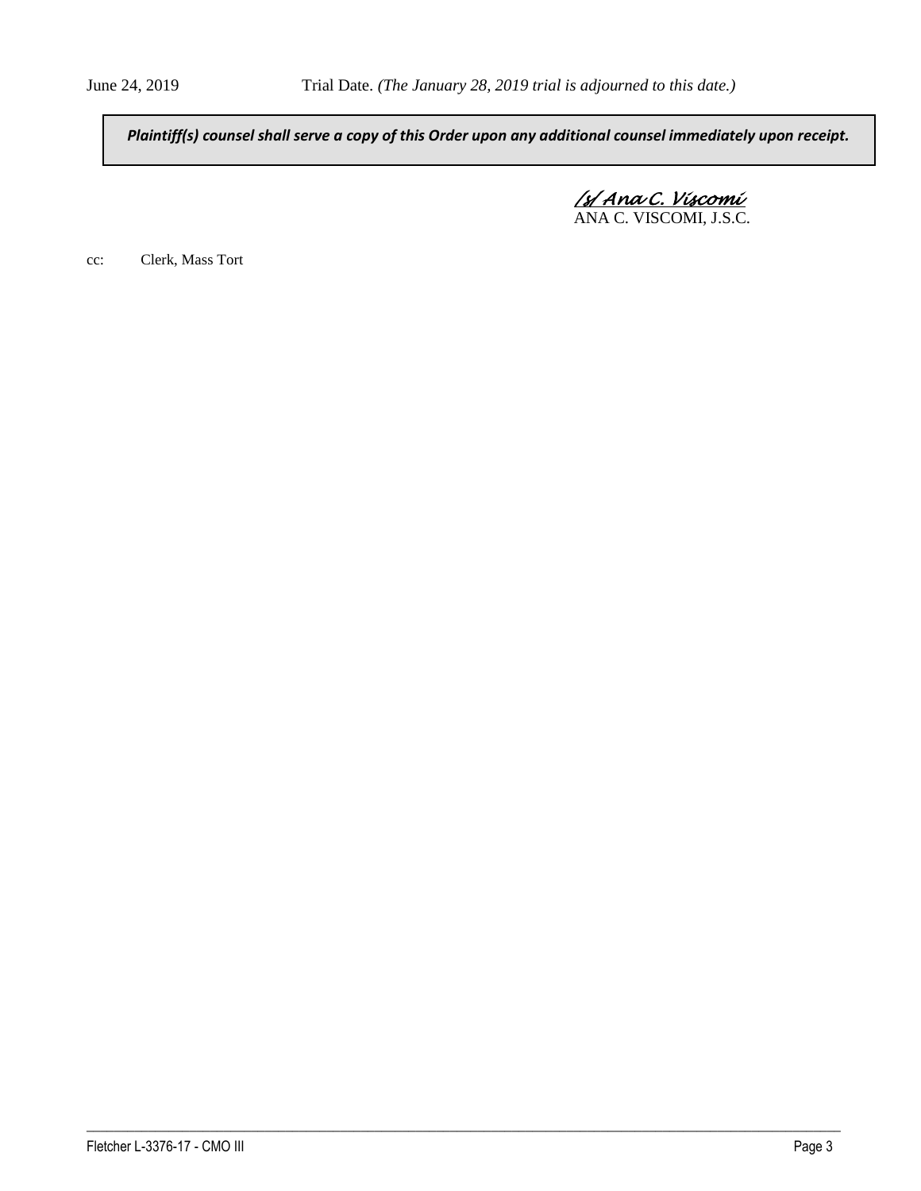| | |
|---|---|
| June 24, 2019 | Trial Date. *(The January 28, 2019 trial is adjourned to this date.)* |

***Plaintiff(s) counsel shall serve a copy of this Order upon any additional counsel immediately upon receipt.***

*/s/ Ana C. Viscomi*
ANA C. VISCOMI, J.S.C.

cc: Clerk, Mass Tort